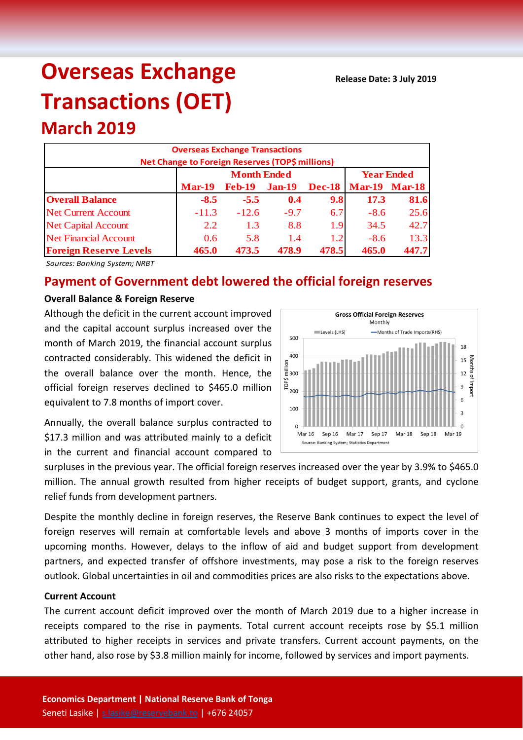# Overseas Exchange Transactions (OET)

**Release Date: 3 July 2019**

## March 2019

| Overseas Exchange Transactions Net Change to Foreign Reserves (TOP$ millions) | Month Ended | | | | Year Ended | |
|---|---|---|---|---|---|---|
| | **Mar-19** | **Feb-19** | **Jan-19** | **Dec-18** | **Mar-19** | **Mar-18** |
| **Overall Balance** | **-8.5** | **-5.5** | **0.4** | **9.8** | **17.3** | **81.6** |
| Net Current Account | -11.3 | -12.6 | -9.7 | 6.7 | -8.6 | 25.6 |
| Net Capital Account | 2.2 | 1.3 | 8.8 | 1.9 | 34.5 | 42.7 |
| Net Financial Account | 0.6 | 5.8 | 1.4 | 1.2 | -8.6 | 13.3 |
| **Foreign Reserve Levels** | **465.0** | **473.5** | **478.9** | **478.5** | **465.0** | **447.7** |

*Sources: Banking System; NRBT*

## Payment of Government debt lowered the official foreign reserves

### Overall Balance & Foreign Reserve

Although the deficit in the current account improved and the capital account surplus increased over the month of March 2019, the financial account surplus contracted considerably. This widened the deficit in the overall balance over the month. Hence, the official foreign reserves declined to $465.0 million equivalent to 7.8 months of import cover.

Annually, the overall balance surplus contracted to $17.3 million and was attributed mainly to a deficit in the current and financial account compared to surpluses in the previous year. The official foreign reserves increased over the year by 3.9% to $465.0 million. The annual growth resulted from higher receipts of budget support, grants, and cyclone relief funds from development partners.

Despite the monthly decline in foreign reserves, the Reserve Bank continues to expect the level of foreign reserves will remain at comfortable levels and above 3 months of imports cover in the upcoming months. However, delays to the inflow of aid and budget support from development partners, and expected transfer of offshore investments, may pose a risk to the foreign reserves outlook. Global uncertainties in oil and commodities prices are also risks to the expectations above.

### Current Account

The current account deficit improved over the month of March 2019 due to a higher increase in receipts compared to the rise in payments. Total current account receipts rose by $5.1 million attributed to higher receipts in services and private transfers. Current account payments, on the other hand, also rose by $3.8 million mainly for income, followed by services and import payments.

**Economics Department | National Reserve Bank of Tonga**
Seneti Lasike | s.lasike@reservebank.to | +676 24057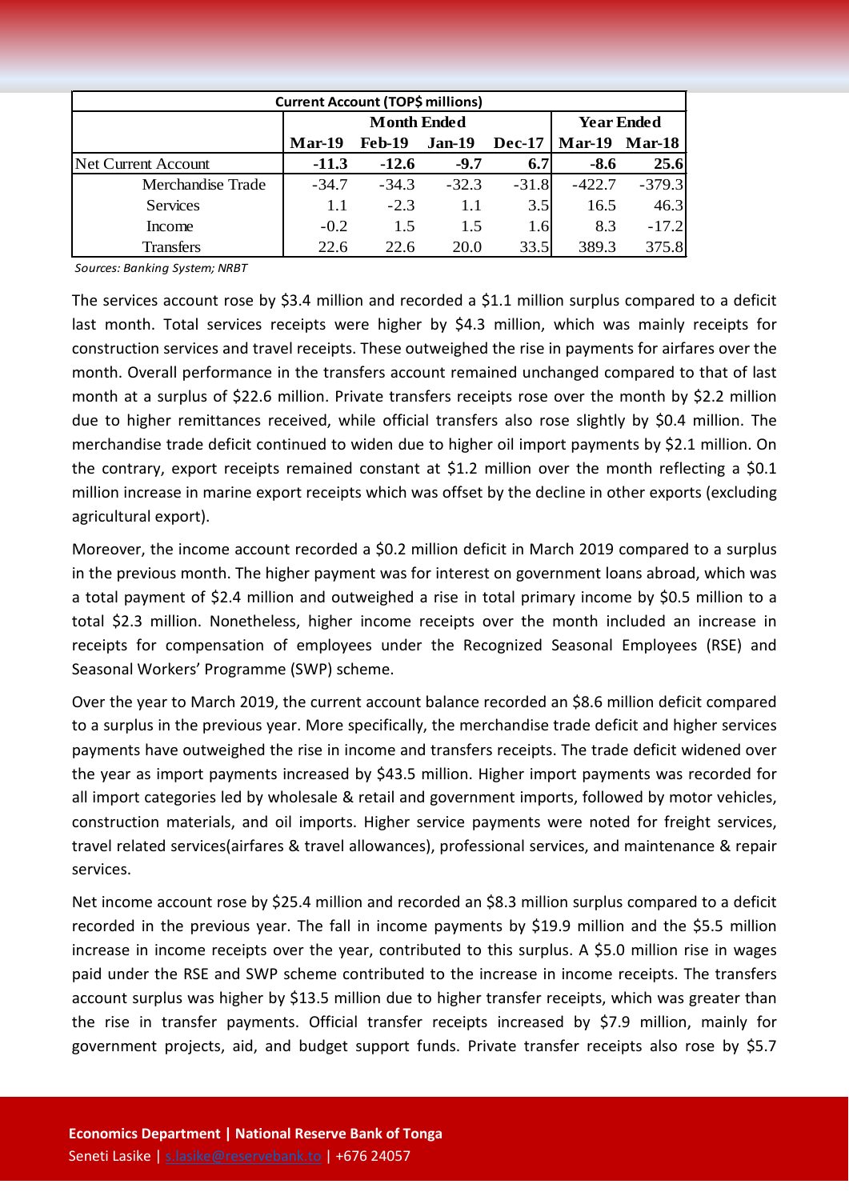| Current Account (TOP$ millions) | | | | | | |
|---|---|---|---|---|---|---|
| | Month Ended | | | | Year Ended | |
| | Mar-19 | Feb-19 | Jan-19 | Dec-17 | Mar-19 | Mar-18 |
| Net Current Account | **-11.3** | **-12.6** | **-9.7** | **6.7** | **-8.6** | **25.6** |
| Merchandise Trade | -34.7 | -34.3 | -32.3 | -31.8 | -422.7 | -379.3 |
| Services | 1.1 | -2.3 | 1.1 | 3.5 | 16.5 | 46.3 |
| Income | -0.2 | 1.5 | 1.5 | 1.6 | 8.3 | -17.2 |
| Transfers | 22.6 | 22.6 | 20.0 | 33.5 | 389.3 | 375.8 |

*Sources: Banking System; NRBT*

The services account rose by $3.4 million and recorded a $1.1 million surplus compared to a deficit last month. Total services receipts were higher by $4.3 million, which was mainly receipts for construction services and travel receipts. These outweighed the rise in payments for airfares over the month. Overall performance in the transfers account remained unchanged compared to that of last month at a surplus of $22.6 million. Private transfers receipts rose over the month by $2.2 million due to higher remittances received, while official transfers also rose slightly by $0.4 million. The merchandise trade deficit continued to widen due to higher oil import payments by $2.1 million. On the contrary, export receipts remained constant at $1.2 million over the month reflecting a $0.1 million increase in marine export receipts which was offset by the decline in other exports (excluding agricultural export).

Moreover, the income account recorded a $0.2 million deficit in March 2019 compared to a surplus in the previous month. The higher payment was for interest on government loans abroad, which was a total payment of $2.4 million and outweighed a rise in total primary income by $0.5 million to a total $2.3 million. Nonetheless, higher income receipts over the month included an increase in receipts for compensation of employees under the Recognized Seasonal Employees (RSE) and Seasonal Workers' Programme (SWP) scheme.

Over the year to March 2019, the current account balance recorded an $8.6 million deficit compared to a surplus in the previous year. More specifically, the merchandise trade deficit and higher services payments have outweighed the rise in income and transfers receipts. The trade deficit widened over the year as import payments increased by $43.5 million. Higher import payments was recorded for all import categories led by wholesale & retail and government imports, followed by motor vehicles, construction materials, and oil imports. Higher service payments were noted for freight services, travel related services(airfares & travel allowances), professional services, and maintenance & repair services.

Net income account rose by $25.4 million and recorded an $8.3 million surplus compared to a deficit recorded in the previous year. The fall in income payments by $19.9 million and the $5.5 million increase in income receipts over the year, contributed to this surplus. A $5.0 million rise in wages paid under the RSE and SWP scheme contributed to the increase in income receipts. The transfers account surplus was higher by $13.5 million due to higher transfer receipts, which was greater than the rise in transfer payments. Official transfer receipts increased by $7.9 million, mainly for government projects, aid, and budget support funds. Private transfer receipts also rose by $5.7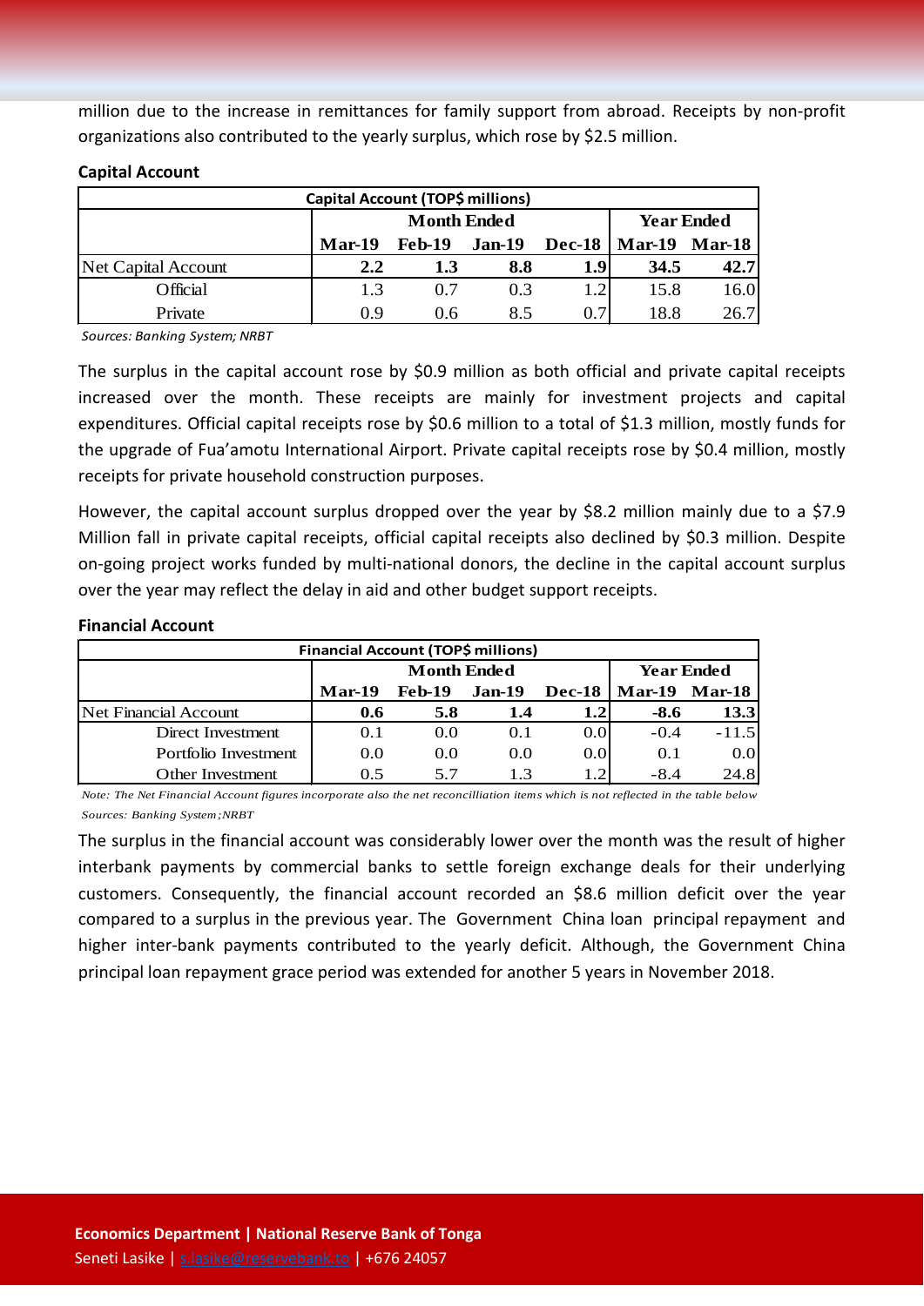million due to the increase in remittances for family support from abroad. Receipts by non-profit organizations also contributed to the yearly surplus, which rose by $2.5 million.

**Capital Account**

| Capital Account (TOP$ millions) | | | | | | |
|---|---|---|---|---|---|---|
| | Month Ended | | | | Year Ended | |
| | **Mar-19** | **Feb-19** | **Jan-19** | **Dec-18** | **Mar-19** | **Mar-18** |
| Net Capital Account | **2.2** | **1.3** | **8.8** | **1.9** | **34.5** | **42.7** |
| Official | 1.3 | 0.7 | 0.3 | 1.2 | 15.8 | 16.0 |
| Private | 0.9 | 0.6 | 8.5 | 0.7 | 18.8 | 26.7 |

*Sources: Banking System; NRBT*

The surplus in the capital account rose by $0.9 million as both official and private capital receipts increased over the month. These receipts are mainly for investment projects and capital expenditures. Official capital receipts rose by $0.6 million to a total of $1.3 million, mostly funds for the upgrade of Fua'amotu International Airport. Private capital receipts rose by $0.4 million, mostly receipts for private household construction purposes.

However, the capital account surplus dropped over the year by $8.2 million mainly due to a $7.9 Million fall in private capital receipts, official capital receipts also declined by $0.3 million. Despite on-going project works funded by multi-national donors, the decline in the capital account surplus over the year may reflect the delay in aid and other budget support receipts.

**Financial Account**

| Financial Account (TOP$ millions) | | | | | | |
|---|---|---|---|---|---|---|
| | Month Ended | | | | Year Ended | |
| | **Mar-19** | **Feb-19** | **Jan-19** | **Dec-18** | **Mar-19** | **Mar-18** |
| Net Financial Account | **0.6** | **5.8** | **1.4** | **1.2** | **-8.6** | **13.3** |
| Direct Investment | 0.1 | 0.0 | 0.1 | 0.0 | -0.4 | -11.5 |
| Portfolio Investment | 0.0 | 0.0 | 0.0 | 0.0 | 0.1 | 0.0 |
| Other Investment | 0.5 | 5.7 | 1.3 | 1.2 | -8.4 | 24.8 |

*Note: The Net Financial Account figures incorporate also the net reconcilliation items which is not reflected in the table below*

*Sources: Banking System;NRBT*

The surplus in the financial account was considerably lower over the month was the result of higher interbank payments by commercial banks to settle foreign exchange deals for their underlying customers. Consequently, the financial account recorded an $8.6 million deficit over the year compared to a surplus in the previous year. The Government China loan principal repayment and higher inter-bank payments contributed to the yearly deficit. Although, the Government China principal loan repayment grace period was extended for another 5 years in November 2018.

**Economics Department | National Reserve Bank of Tonga**
Seneti Lasike | s.lasike@reservebank.to | +676 24057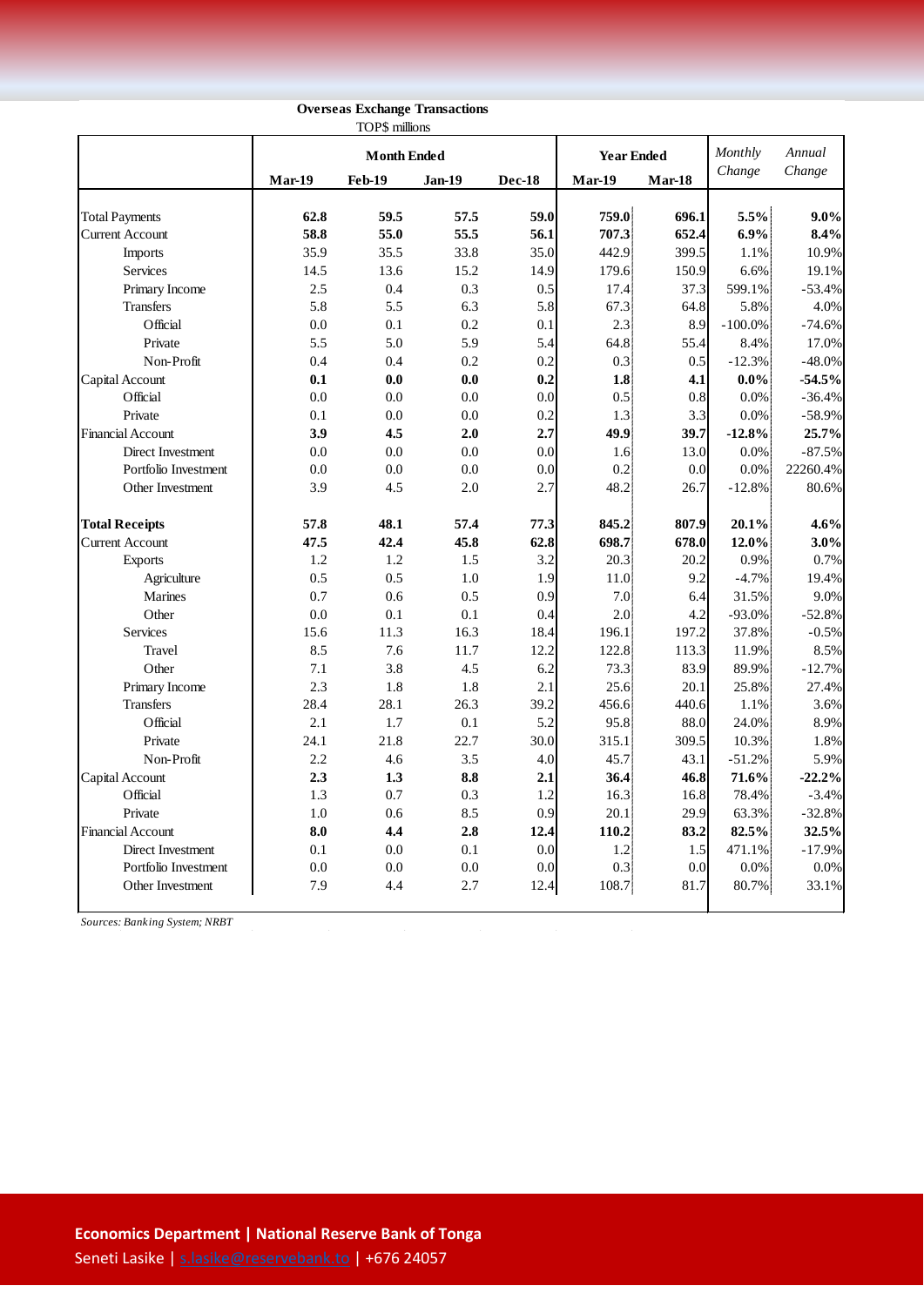**Overseas Exchange Transactions**
TOP$ millions

| | Month Ended | | | | Year Ended | | *Monthly Change* | *Annual Change* |
|---|---|---|---|---|---|---|---|---|
| | **Mar-19** | **Feb-19** | **Jan-19** | **Dec-18** | **Mar-19** | **Mar-18** | | |
| Total Payments | **62.8** | **59.5** | **57.5** | **59.0** | **759.0** | **696.1** | **5.5%** | **9.0%** |
| Current Account | **58.8** | **55.0** | **55.5** | **56.1** | **707.3** | **652.4** | **6.9%** | **8.4%** |
| Imports | 35.9 | 35.5 | 33.8 | 35.0 | 442.9 | 399.5 | 1.1% | 10.9% |
| Services | 14.5 | 13.6 | 15.2 | 14.9 | 179.6 | 150.9 | 6.6% | 19.1% |
| Primary Income | 2.5 | 0.4 | 0.3 | 0.5 | 17.4 | 37.3 | 599.1% | -53.4% |
| Transfers | 5.8 | 5.5 | 6.3 | 5.8 | 67.3 | 64.8 | 5.8% | 4.0% |
| Official | 0.0 | 0.1 | 0.2 | 0.1 | 2.3 | 8.9 | -100.0% | -74.6% |
| Private | 5.5 | 5.0 | 5.9 | 5.4 | 64.8 | 55.4 | 8.4% | 17.0% |
| Non-Profit | 0.4 | 0.4 | 0.2 | 0.2 | 0.3 | 0.5 | -12.3% | -48.0% |
| Capital Account | **0.1** | **0.0** | **0.0** | **0.2** | **1.8** | **4.1** | **0.0%** | **-54.5%** |
| Official | 0.0 | 0.0 | 0.0 | 0.0 | 0.5 | 0.8 | 0.0% | -36.4% |
| Private | 0.1 | 0.0 | 0.0 | 0.2 | 1.3 | 3.3 | 0.0% | -58.9% |
| Financial Account | **3.9** | **4.5** | **2.0** | **2.7** | **49.9** | **39.7** | **-12.8%** | **25.7%** |
| Direct Investment | 0.0 | 0.0 | 0.0 | 0.0 | 1.6 | 13.0 | 0.0% | -87.5% |
| Portfolio Investment | 0.0 | 0.0 | 0.0 | 0.0 | 0.2 | 0.0 | 0.0% | 22260.4% |
| Other Investment | 3.9 | 4.5 | 2.0 | 2.7 | 48.2 | 26.7 | -12.8% | 80.6% |
| **Total Receipts** | **57.8** | **48.1** | **57.4** | **77.3** | **845.2** | **807.9** | **20.1%** | **4.6%** |
| Current Account | **47.5** | **42.4** | **45.8** | **62.8** | **698.7** | **678.0** | **12.0%** | **3.0%** |
| Exports | 1.2 | 1.2 | 1.5 | 3.2 | 20.3 | 20.2 | 0.9% | 0.7% |
| Agriculture | 0.5 | 0.5 | 1.0 | 1.9 | 11.0 | 9.2 | -4.7% | 19.4% |
| Marines | 0.7 | 0.6 | 0.5 | 0.9 | 7.0 | 6.4 | 31.5% | 9.0% |
| Other | 0.0 | 0.1 | 0.1 | 0.4 | 2.0 | 4.2 | -93.0% | -52.8% |
| Services | 15.6 | 11.3 | 16.3 | 18.4 | 196.1 | 197.2 | 37.8% | -0.5% |
| Travel | 8.5 | 7.6 | 11.7 | 12.2 | 122.8 | 113.3 | 11.9% | 8.5% |
| Other | 7.1 | 3.8 | 4.5 | 6.2 | 73.3 | 83.9 | 89.9% | -12.7% |
| Primary Income | 2.3 | 1.8 | 1.8 | 2.1 | 25.6 | 20.1 | 25.8% | 27.4% |
| Transfers | 28.4 | 28.1 | 26.3 | 39.2 | 456.6 | 440.6 | 1.1% | 3.6% |
| Official | 2.1 | 1.7 | 0.1 | 5.2 | 95.8 | 88.0 | 24.0% | 8.9% |
| Private | 24.1 | 21.8 | 22.7 | 30.0 | 315.1 | 309.5 | 10.3% | 1.8% |
| Non-Profit | 2.2 | 4.6 | 3.5 | 4.0 | 45.7 | 43.1 | -51.2% | 5.9% |
| Capital Account | **2.3** | **1.3** | **8.8** | **2.1** | **36.4** | **46.8** | **71.6%** | **-22.2%** |
| Official | 1.3 | 0.7 | 0.3 | 1.2 | 16.3 | 16.8 | 78.4% | -3.4% |
| Private | 1.0 | 0.6 | 8.5 | 0.9 | 20.1 | 29.9 | 63.3% | -32.8% |
| Financial Account | **8.0** | **4.4** | **2.8** | **12.4** | **110.2** | **83.2** | **82.5%** | **32.5%** |
| Direct Investment | 0.1 | 0.0 | 0.1 | 0.0 | 1.2 | 1.5 | 471.1% | -17.9% |
| Portfolio Investment | 0.0 | 0.0 | 0.0 | 0.0 | 0.3 | 0.0 | 0.0% | 0.0% |
| Other Investment | 7.9 | 4.4 | 2.7 | 12.4 | 108.7 | 81.7 | 80.7% | 33.1% |

*Sources: Banking System; NRBT*

**Economics Department | National Reserve Bank of Tonga**
Seneti Lasike | s.lasike@reservebank.to | +676 24057